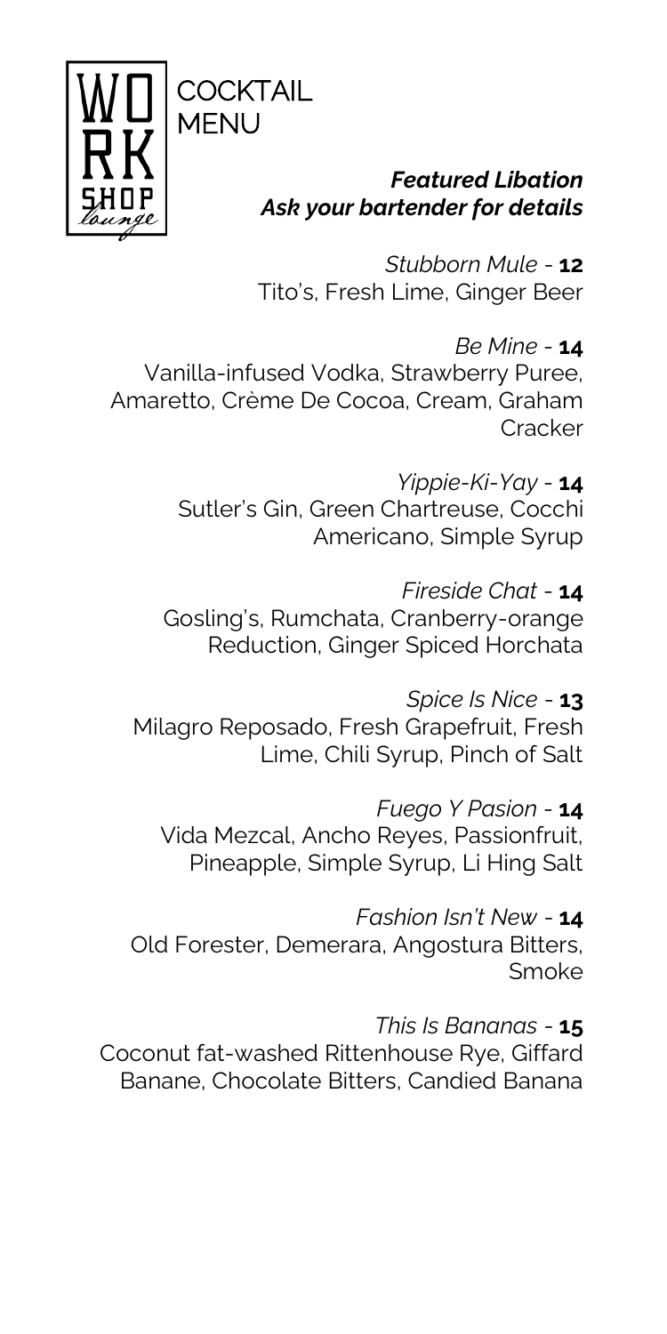WORKSHOP lounge

# COCKTAIL MENU

***Featured Libation***
***Ask your bartender for details***

*Stubborn Mule* - **12**
Tito's, Fresh Lime, Ginger Beer

*Be Mine* - **14**
Vanilla-infused Vodka, Strawberry Puree, Amaretto, Crème De Cocoa, Cream, Graham Cracker

*Yippie-Ki-Yay* - **14**
Sutler's Gin, Green Chartreuse, Cocchi Americano, Simple Syrup

*Fireside Chat* - **14**
Gosling's, Rumchata, Cranberry-orange Reduction, Ginger Spiced Horchata

*Spice Is Nice* - **13**
Milagro Reposado, Fresh Grapefruit, Fresh Lime, Chili Syrup, Pinch of Salt

*Fuego Y Pasion* - **14**
Vida Mezcal, Ancho Reyes, Passionfruit, Pineapple, Simple Syrup, Li Hing Salt

*Fashion Isn't New* - **14**
Old Forester, Demerara, Angostura Bitters, Smoke

*This Is Bananas* - **15**
Coconut fat-washed Rittenhouse Rye, Giffard Banane, Chocolate Bitters, Candied Banana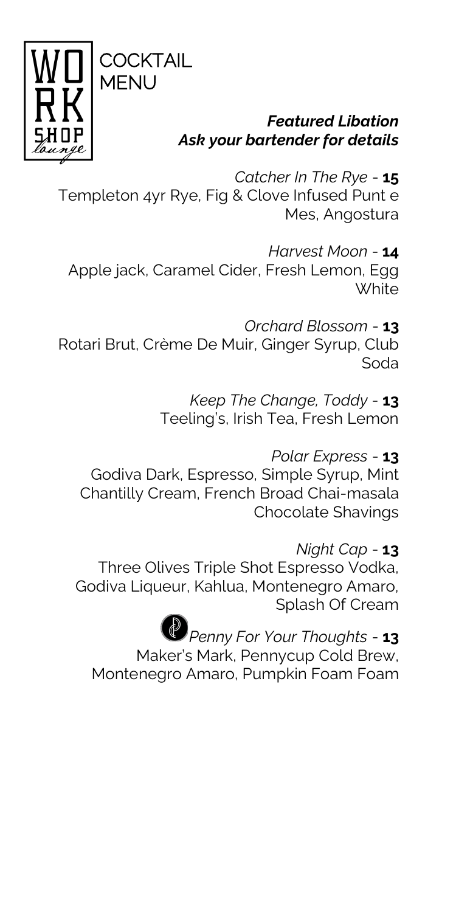# WORKSHOP lounge

## COCKTAIL MENU

***Featured Libation***
***Ask your bartender for details***

*Catcher In The Rye* - **15**
Templeton 4yr Rye, Fig & Clove Infused Punt e Mes, Angostura

*Harvest Moon* - **14**
Apple jack, Caramel Cider, Fresh Lemon, Egg White

*Orchard Blossom* - **13**
Rotari Brut, Crème De Muir, Ginger Syrup, Club Soda

*Keep The Change, Toddy* - **13**
Teeling's, Irish Tea, Fresh Lemon

*Polar Express* - **13**
Godiva Dark, Espresso, Simple Syrup, Mint Chantilly Cream, French Broad Chai-masala Chocolate Shavings

*Night Cap* - **13**
Three Olives Triple Shot Espresso Vodka, Godiva Liqueur, Kahlua, Montenegro Amaro, Splash Of Cream

*Penny For Your Thoughts* - **13**
Maker's Mark, Pennycup Cold Brew, Montenegro Amaro, Pumpkin Foam Foam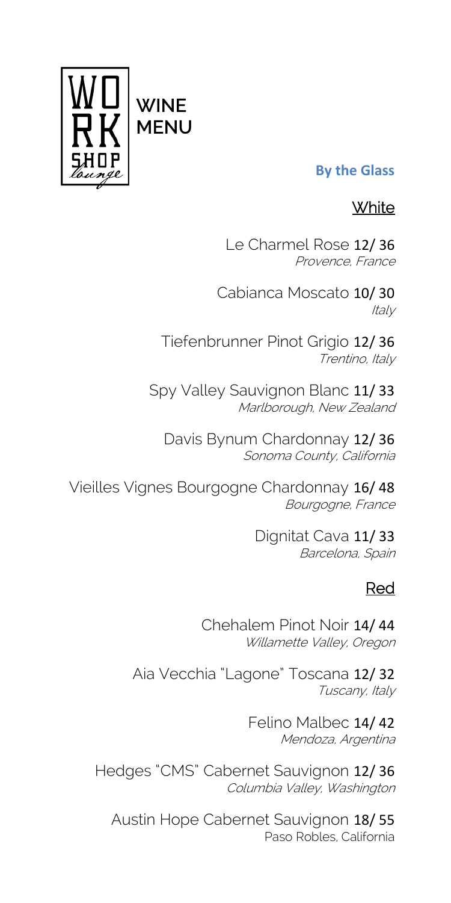WORKSHOP lounge

# WINE MENU

## By the Glass

### White

Le Charmel Rose 12/ 36
*Provence, France*

Cabianca Moscato 10/ 30
*Italy*

Tiefenbrunner Pinot Grigio 12/ 36
*Trentino, Italy*

Spy Valley Sauvignon Blanc 11/ 33
*Marlborough, New Zealand*

Davis Bynum Chardonnay 12/ 36
*Sonoma County, California*

Vieilles Vignes Bourgogne Chardonnay 16/ 48
*Bourgogne, France*

Dignitat Cava 11/ 33
*Barcelona, Spain*

### Red

Chehalem Pinot Noir 14/ 44
*Willamette Valley, Oregon*

Aia Vecchia "Lagone" Toscana 12/ 32
*Tuscany, Italy*

Felino Malbec 14/ 42
*Mendoza, Argentina*

Hedges "CMS" Cabernet Sauvignon 12/ 36
*Columbia Valley, Washington*

Austin Hope Cabernet Sauvignon 18/ 55
Paso Robles, California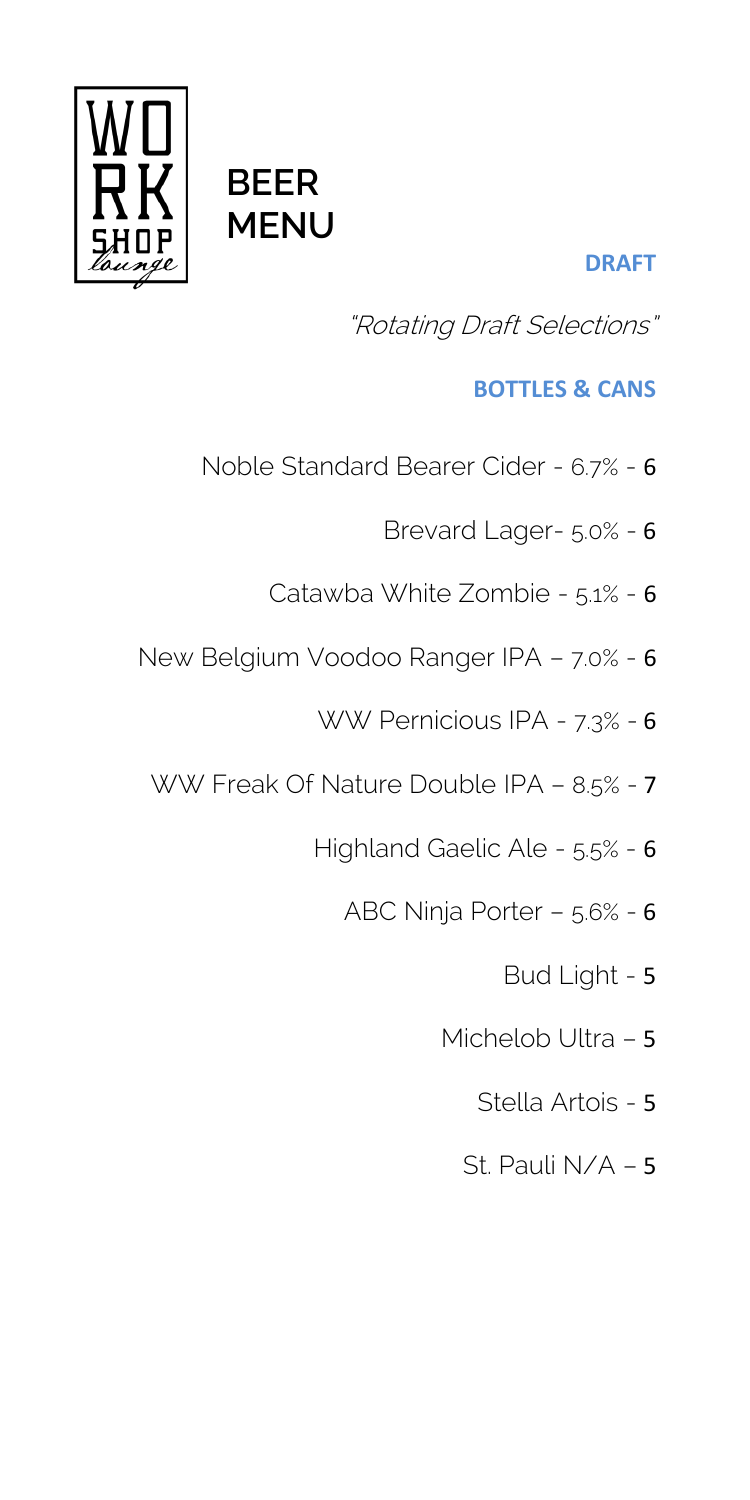WORK SHOP lounge

# BEER MENU

## DRAFT

*"Rotating Draft Selections"*

## BOTTLES & CANS

Noble Standard Bearer Cider - 6.7% - 6

Brevard Lager- 5.0% - 6

Catawba White Zombie - 5.1% - 6

New Belgium Voodoo Ranger IPA – 7.0% - 6

WW Pernicious IPA - 7.3% - 6

WW Freak Of Nature Double IPA – 8.5% - 7

Highland Gaelic Ale - 5.5% - 6

ABC Ninja Porter – 5.6% - 6

Bud Light - 5

Michelob Ultra – 5

Stella Artois - 5

St. Pauli N/A – 5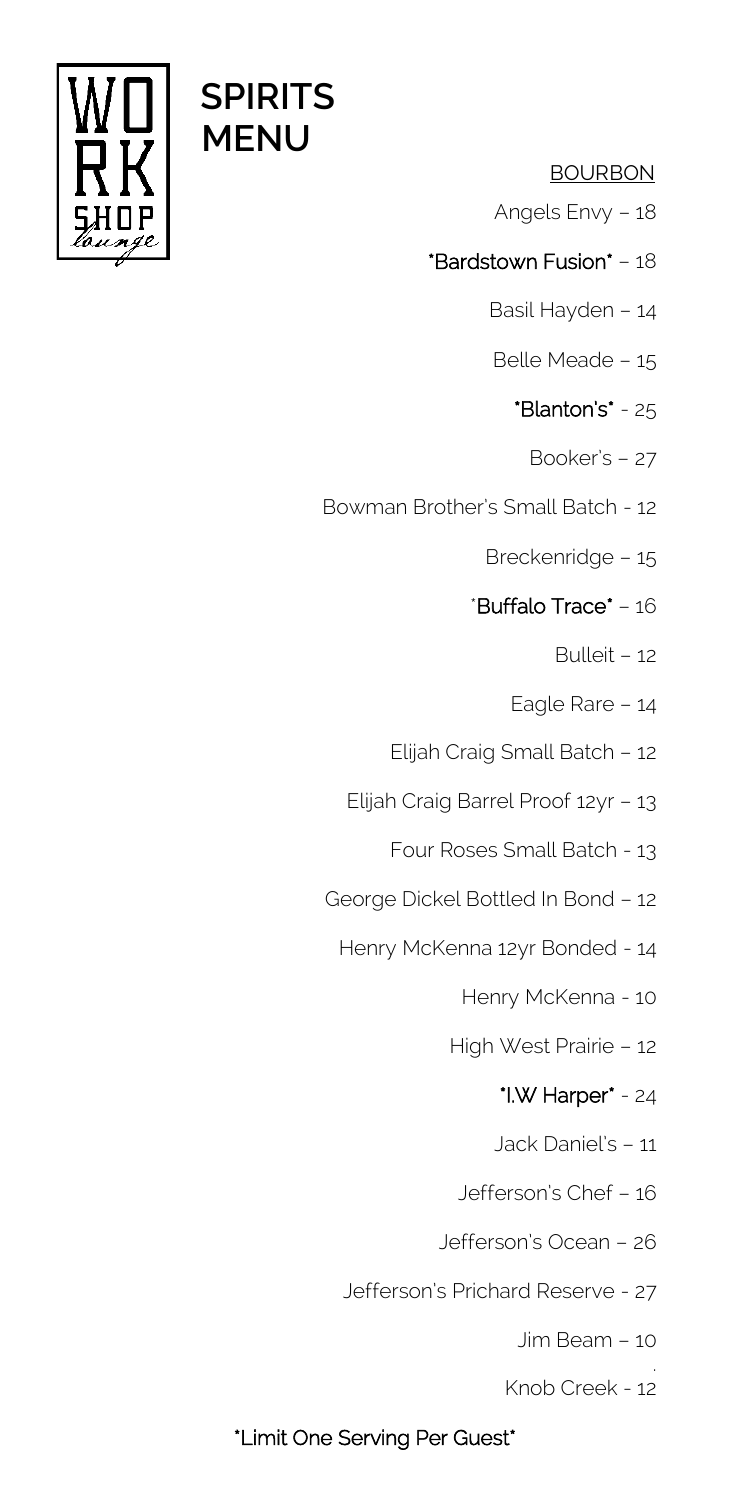# SPIRITS MENU

## BOURBON

Angels Envy – 18

*Bardstown Fusion* – 18

Basil Hayden – 14

Belle Meade – 15

*Blanton's* - 25

Booker's – 27

Bowman Brother's Small Batch - 12

Breckenridge – 15

*Buffalo Trace* – 16

Bulleit – 12

Eagle Rare – 14

Elijah Craig Small Batch – 12

Elijah Craig Barrel Proof 12yr – 13

Four Roses Small Batch - 13

George Dickel Bottled In Bond – 12

Henry McKenna 12yr Bonded - 14

Henry McKenna - 10

High West Prairie – 12

*I.W Harper* - 24

Jack Daniel's – 11

Jefferson's Chef – 16

Jefferson's Ocean – 26

Jefferson's Prichard Reserve - 27

Jim Beam – 10

Knob Creek - 12

*Limit One Serving Per Guest*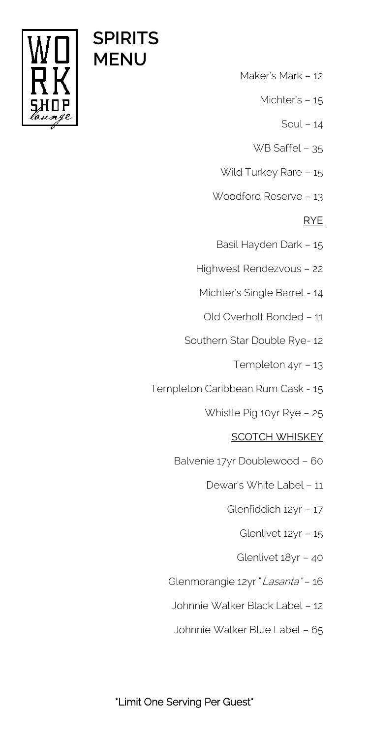# SPIRITS MENU

Maker's Mark – 12

Michter's – 15

Soul – 14

WB Saffel – 35

Wild Turkey Rare – 15

Woodford Reserve – 13

## RYE

Basil Hayden Dark – 15

Highwest Rendezvous – 22

Michter's Single Barrel - 14

Old Overholt Bonded – 11

Southern Star Double Rye- 12

Templeton 4yr – 13

Templeton Caribbean Rum Cask - 15

Whistle Pig 10yr Rye – 25

## SCOTCH WHISKEY

Balvenie 17yr Doublewood – 60

Dewar's White Label – 11

Glenfiddich 12yr – 17

Glenlivet 12yr – 15

Glenlivet 18yr – 40

Glenmorangie 12yr "*Lasanta*" – 16

Johnnie Walker Black Label – 12

Johnnie Walker Blue Label – 65

*Limit One Serving Per Guest*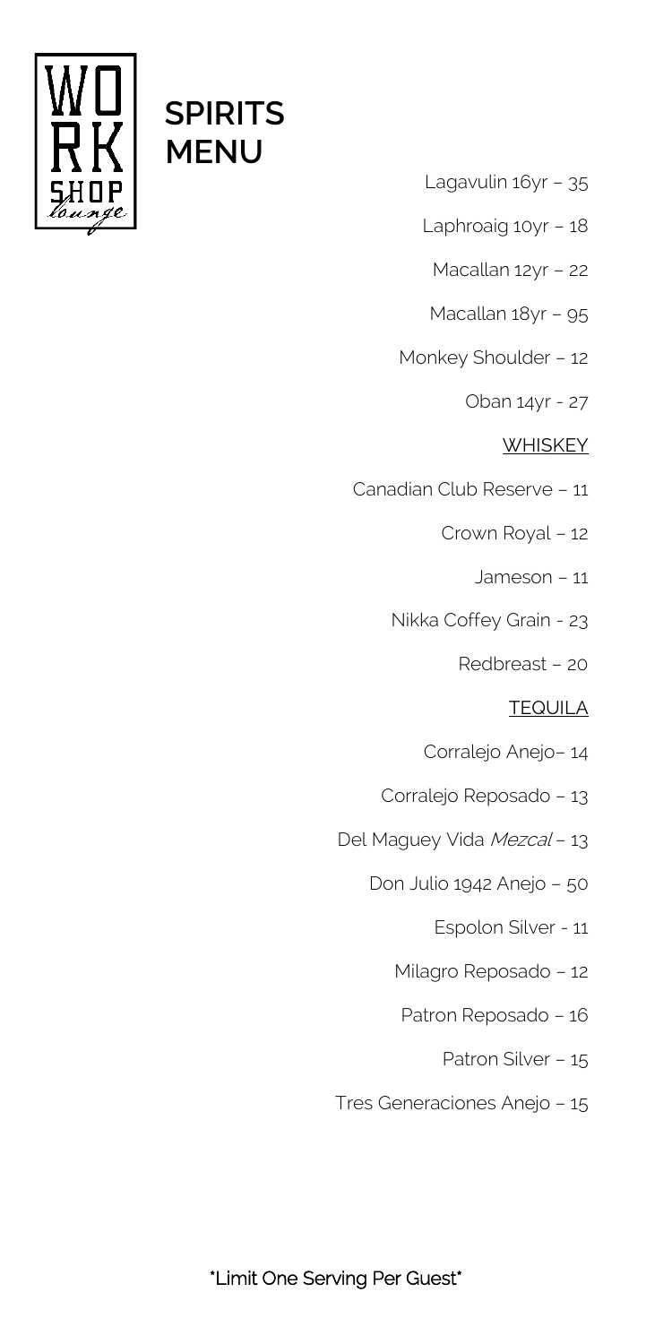# SPIRITS MENU

- Lagavulin 16yr – 35
- Laphroaig 10yr – 18
- Macallan 12yr – 22
- Macallan 18yr – 95
- Monkey Shoulder – 12
- Oban 14yr - 27

## WHISKEY

- Canadian Club Reserve – 11
- Crown Royal – 12
- Jameson – 11
- Nikka Coffey Grain - 23
- Redbreast – 20

## TEQUILA

- Corralejo Anejo– 14
- Corralejo Reposado – 13
- Del Maguey Vida *Mezcal* – 13
- Don Julio 1942 Anejo – 50
- Espolon Silver - 11
- Milagro Reposado – 12
- Patron Reposado – 16
- Patron Silver – 15
- Tres Generaciones Anejo – 15

*Limit One Serving Per Guest*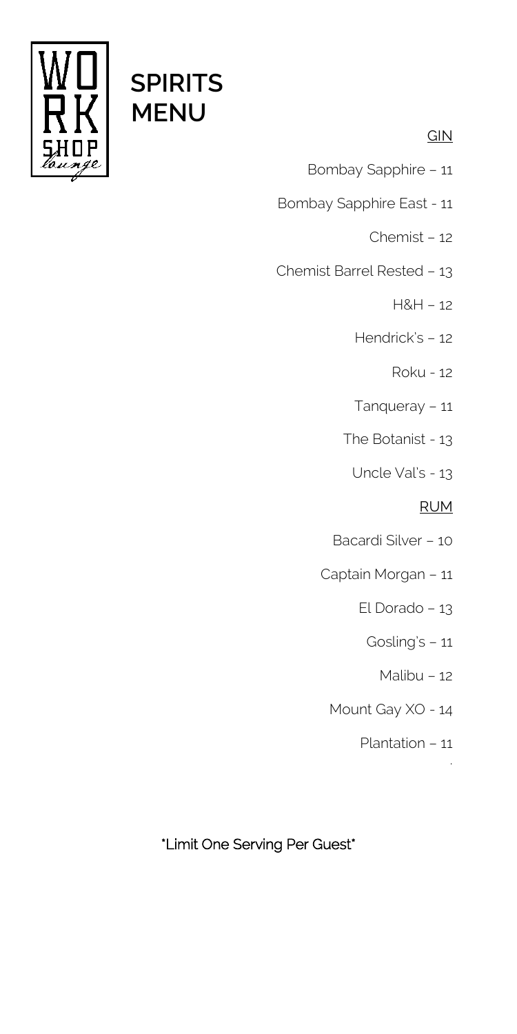# SPIRITS MENU

## GIN

Bombay Sapphire – 11

Bombay Sapphire East - 11

Chemist – 12

Chemist Barrel Rested – 13

H&H – 12

Hendrick's – 12

Roku - 12

Tanqueray – 11

The Botanist - 13

Uncle Val's - 13

## RUM

Bacardi Silver – 10

Captain Morgan – 11

El Dorado – 13

Gosling's – 11

Malibu – 12

Mount Gay XO - 14

Plantation – 11

*Limit One Serving Per Guest*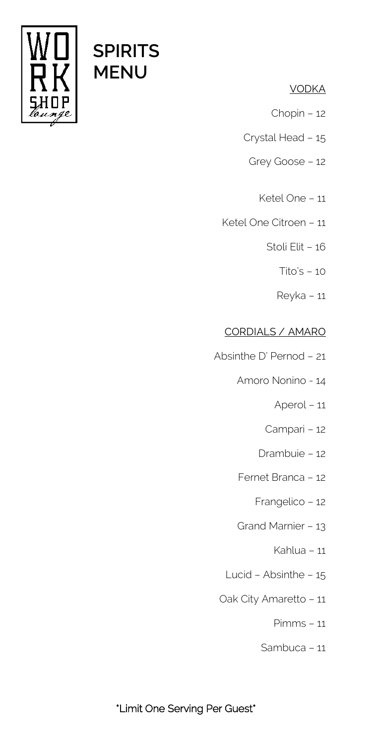WORK SHOP lounge

# SPIRITS MENU

## VODKA

Chopin – 12

Crystal Head – 15

Grey Goose – 12

Ketel One – 11

Ketel One Citroen – 11

Stoli Elit – 16

Tito's – 10

Reyka – 11

## CORDIALS / AMARO

Absinthe D' Pernod – 21

Amoro Nonino - 14

Aperol – 11

Campari – 12

Drambuie – 12

Fernet Branca – 12

Frangelico – 12

Grand Marnier – 13

Kahlua – 11

Lucid – Absinthe – 15

Oak City Amaretto – 11

Pimms – 11

Sambuca – 11

*Limit One Serving Per Guest*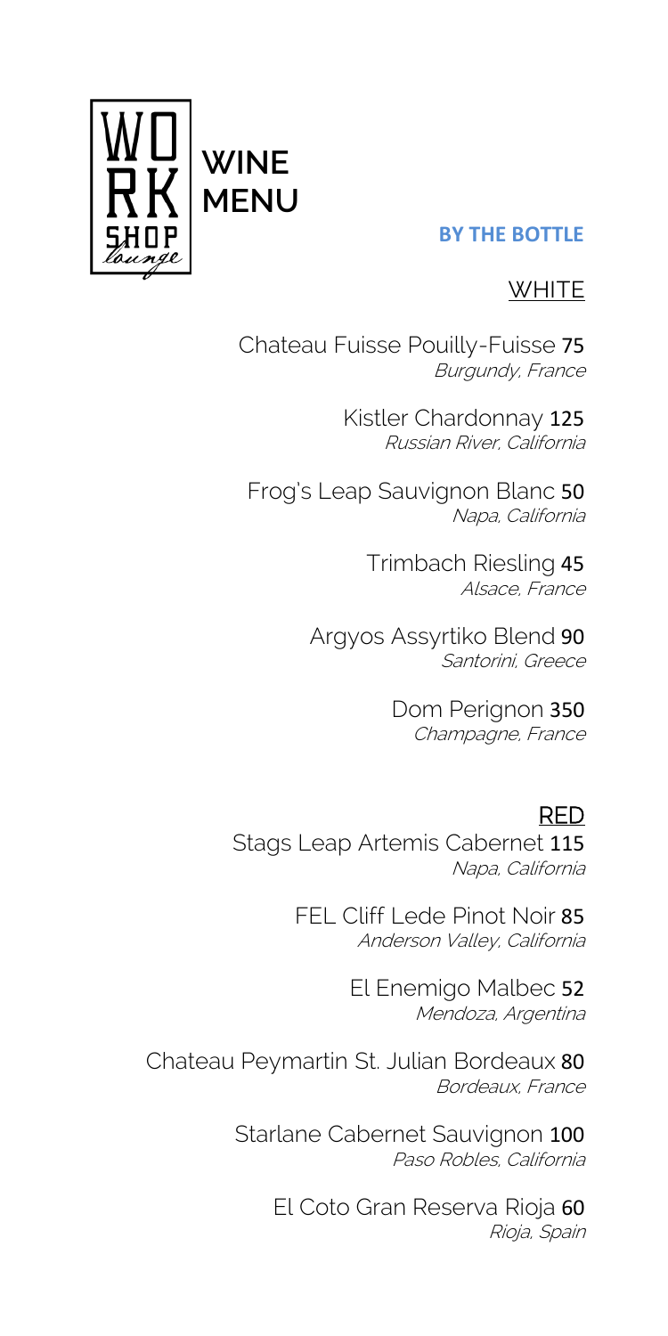# WORK SHOP lounge

# WINE MENU

**BY THE BOTTLE**

## WHITE

Chateau Fuisse Pouilly-Fuisse 75
*Burgundy, France*

Kistler Chardonnay 125
*Russian River, California*

Frog's Leap Sauvignon Blanc 50
*Napa, California*

Trimbach Riesling 45
*Alsace, France*

Argyos Assyrtiko Blend 90
*Santorini, Greece*

Dom Perignon 350
*Champagne, France*

## RED

Stags Leap Artemis Cabernet 115
*Napa, California*

FEL Cliff Lede Pinot Noir 85
*Anderson Valley, California*

El Enemigo Malbec 52
*Mendoza, Argentina*

Chateau Peymartin St. Julian Bordeaux 80
*Bordeaux, France*

Starlane Cabernet Sauvignon 100
*Paso Robles, California*

El Coto Gran Reserva Rioja 60
*Rioja, Spain*